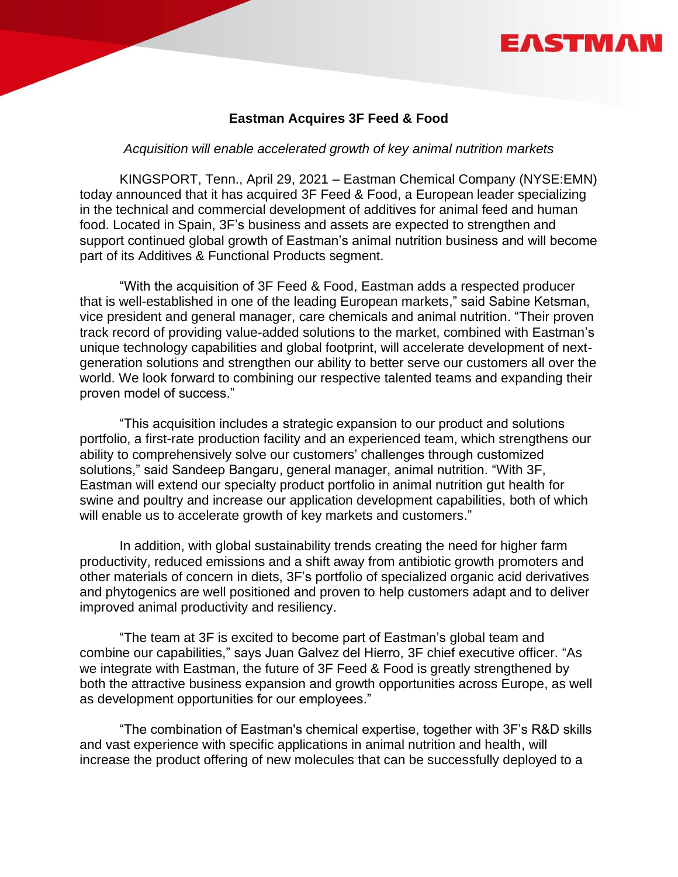# Eastman Acquires 3F Feed & Food

*Acquisition will enable accelerated growth of key animal nutrition markets*

KINGSPORT, Tenn., April 29, 2021 – Eastman Chemical Company (NYSE:EMN) today announced that it has acquired 3F Feed & Food, a European leader specializing in the technical and commercial development of additives for animal feed and human food. Located in Spain, 3F's business and assets are expected to strengthen and support continued global growth of Eastman's animal nutrition business and will become part of its Additives & Functional Products segment.

"With the acquisition of 3F Feed & Food, Eastman adds a respected producer that is well-established in one of the leading European markets," said Sabine Ketsman, vice president and general manager, care chemicals and animal nutrition. "Their proven track record of providing value-added solutions to the market, combined with Eastman's unique technology capabilities and global footprint, will accelerate development of next-generation solutions and strengthen our ability to better serve our customers all over the world. We look forward to combining our respective talented teams and expanding their proven model of success."

"This acquisition includes a strategic expansion to our product and solutions portfolio, a first-rate production facility and an experienced team, which strengthens our ability to comprehensively solve our customers' challenges through customized solutions," said Sandeep Bangaru, general manager, animal nutrition. "With 3F, Eastman will extend our specialty product portfolio in animal nutrition gut health for swine and poultry and increase our application development capabilities, both of which will enable us to accelerate growth of key markets and customers."

In addition, with global sustainability trends creating the need for higher farm productivity, reduced emissions and a shift away from antibiotic growth promoters and other materials of concern in diets, 3F's portfolio of specialized organic acid derivatives and phytogenics are well positioned and proven to help customers adapt and to deliver improved animal productivity and resiliency.

"The team at 3F is excited to become part of Eastman's global team and combine our capabilities," says Juan Galvez del Hierro, 3F chief executive officer. "As we integrate with Eastman, the future of 3F Feed & Food is greatly strengthened by both the attractive business expansion and growth opportunities across Europe, as well as development opportunities for our employees."

"The combination of Eastman's chemical expertise, together with 3F's R&D skills and vast experience with specific applications in animal nutrition and health, will increase the product offering of new molecules that can be successfully deployed to a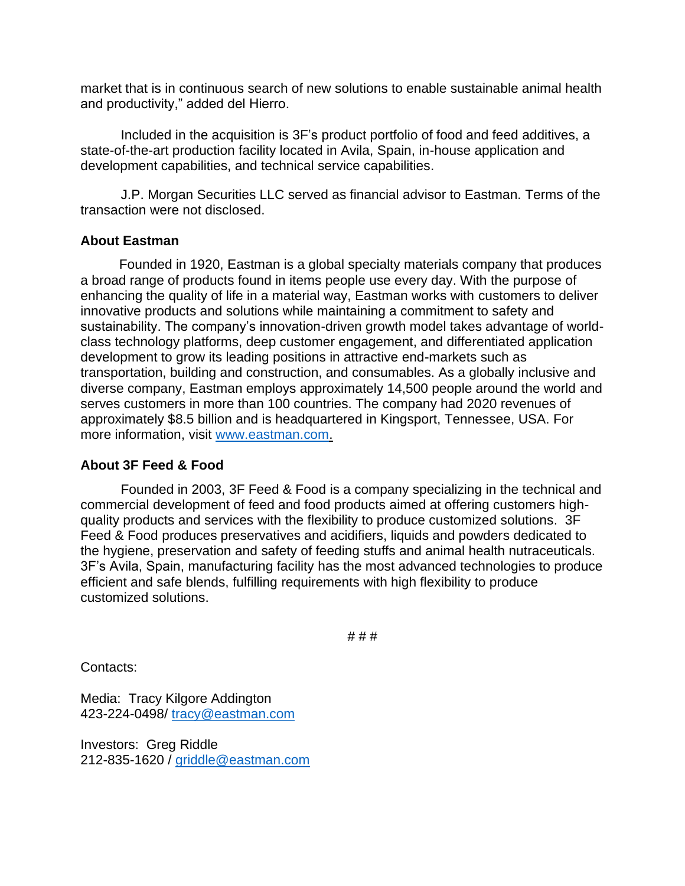market that is in continuous search of new solutions to enable sustainable animal health and productivity," added del Hierro.

Included in the acquisition is 3F's product portfolio of food and feed additives, a state-of-the-art production facility located in Avila, Spain, in-house application and development capabilities, and technical service capabilities.

J.P. Morgan Securities LLC served as financial advisor to Eastman. Terms of the transaction were not disclosed.

**About Eastman**

Founded in 1920, Eastman is a global specialty materials company that produces a broad range of products found in items people use every day. With the purpose of enhancing the quality of life in a material way, Eastman works with customers to deliver innovative products and solutions while maintaining a commitment to safety and sustainability. The company's innovation-driven growth model takes advantage of world-class technology platforms, deep customer engagement, and differentiated application development to grow its leading positions in attractive end-markets such as transportation, building and construction, and consumables. As a globally inclusive and diverse company, Eastman employs approximately 14,500 people around the world and serves customers in more than 100 countries. The company had 2020 revenues of approximately $8.5 billion and is headquartered in Kingsport, Tennessee, USA. For more information, visit www.eastman.com.

**About 3F Feed & Food**

Founded in 2003, 3F Feed & Food is a company specializing in the technical and commercial development of feed and food products aimed at offering customers high-quality products and services with the flexibility to produce customized solutions. 3F Feed & Food produces preservatives and acidifiers, liquids and powders dedicated to the hygiene, preservation and safety of feeding stuffs and animal health nutraceuticals. 3F's Avila, Spain, manufacturing facility has the most advanced technologies to produce efficient and safe blends, fulfilling requirements with high flexibility to produce customized solutions.

# # #

Contacts:

Media: Tracy Kilgore Addington
423-224-0498/ tracy@eastman.com

Investors: Greg Riddle
212-835-1620 / griddle@eastman.com